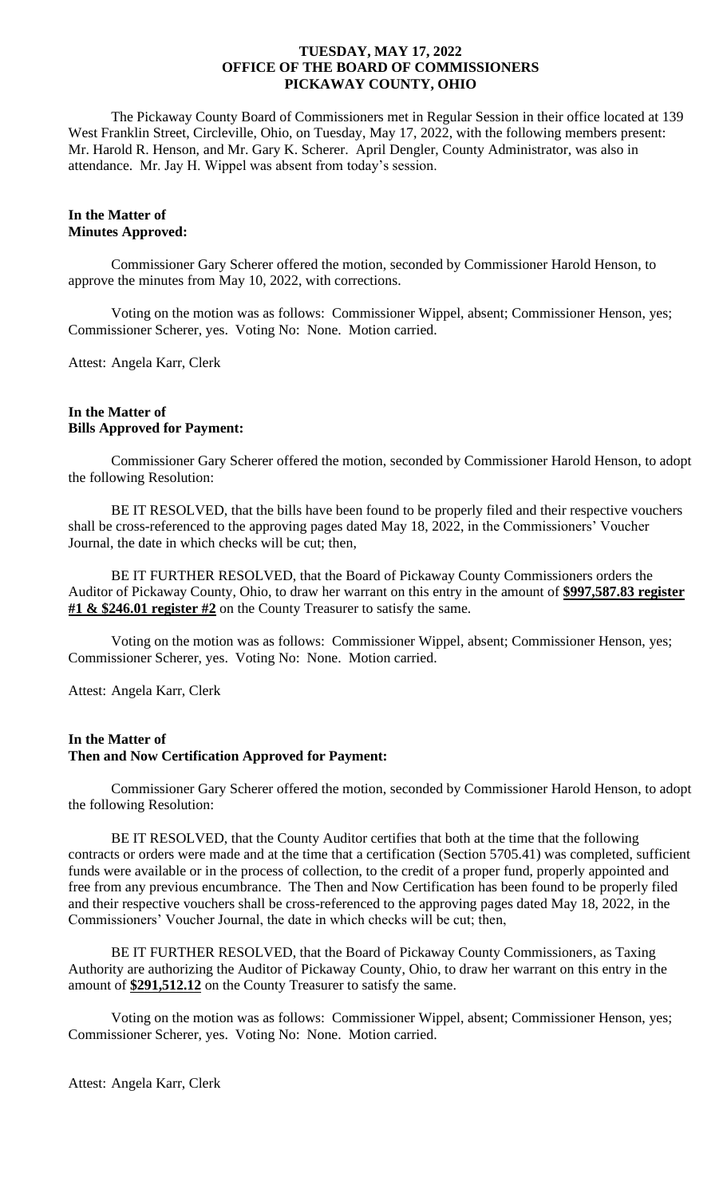**TUESDAY, MAY 17, 2022**
**OFFICE OF THE BOARD OF COMMISSIONERS**
**PICKAWAY COUNTY, OHIO**

The Pickaway County Board of Commissioners met in Regular Session in their office located at 139 West Franklin Street, Circleville, Ohio, on Tuesday, May 17, 2022, with the following members present: Mr. Harold R. Henson, and Mr. Gary K. Scherer. April Dengler, County Administrator, was also in attendance. Mr. Jay H. Wippel was absent from today's session.

**In the Matter of**
**Minutes Approved:**

Commissioner Gary Scherer offered the motion, seconded by Commissioner Harold Henson, to approve the minutes from May 10, 2022, with corrections.

Voting on the motion was as follows: Commissioner Wippel, absent; Commissioner Henson, yes; Commissioner Scherer, yes. Voting No: None. Motion carried.

Attest: Angela Karr, Clerk

**In the Matter of**
**Bills Approved for Payment:**

Commissioner Gary Scherer offered the motion, seconded by Commissioner Harold Henson, to adopt the following Resolution:

BE IT RESOLVED, that the bills have been found to be properly filed and their respective vouchers shall be cross-referenced to the approving pages dated May 18, 2022, in the Commissioners' Voucher Journal, the date in which checks will be cut; then,

BE IT FURTHER RESOLVED, that the Board of Pickaway County Commissioners orders the Auditor of Pickaway County, Ohio, to draw her warrant on this entry in the amount of **$997,587.83 register #1 & $246.01 register #2** on the County Treasurer to satisfy the same.

Voting on the motion was as follows: Commissioner Wippel, absent; Commissioner Henson, yes; Commissioner Scherer, yes. Voting No: None. Motion carried.

Attest: Angela Karr, Clerk

**In the Matter of**
**Then and Now Certification Approved for Payment:**

Commissioner Gary Scherer offered the motion, seconded by Commissioner Harold Henson, to adopt the following Resolution:

BE IT RESOLVED, that the County Auditor certifies that both at the time that the following contracts or orders were made and at the time that a certification (Section 5705.41) was completed, sufficient funds were available or in the process of collection, to the credit of a proper fund, properly appointed and free from any previous encumbrance. The Then and Now Certification has been found to be properly filed and their respective vouchers shall be cross-referenced to the approving pages dated May 18, 2022, in the Commissioners' Voucher Journal, the date in which checks will be cut; then,

BE IT FURTHER RESOLVED, that the Board of Pickaway County Commissioners, as Taxing Authority are authorizing the Auditor of Pickaway County, Ohio, to draw her warrant on this entry in the amount of **$291,512.12** on the County Treasurer to satisfy the same.

Voting on the motion was as follows: Commissioner Wippel, absent; Commissioner Henson, yes; Commissioner Scherer, yes. Voting No: None. Motion carried.

Attest: Angela Karr, Clerk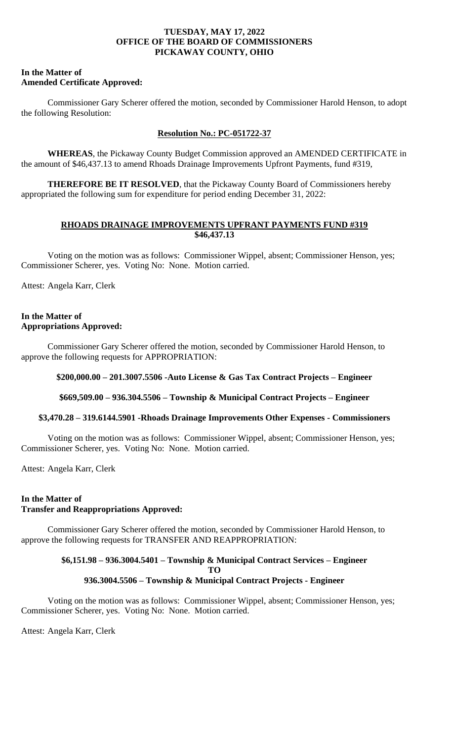**TUESDAY, MAY 17, 2022**
**OFFICE OF THE BOARD OF COMMISSIONERS**
**PICKAWAY COUNTY, OHIO**

**In the Matter of**
**Amended Certificate Approved:**

Commissioner Gary Scherer offered the motion, seconded by Commissioner Harold Henson, to adopt the following Resolution:

**Resolution No.: PC-051722-37**

**WHEREAS**, the Pickaway County Budget Commission approved an AMENDED CERTIFICATE in the amount of $46,437.13 to amend Rhoads Drainage Improvements Upfront Payments, fund #319,

**THEREFORE BE IT RESOLVED**, that the Pickaway County Board of Commissioners hereby appropriated the following sum for expenditure for period ending December 31, 2022:

**RHOADS DRAINAGE IMPROVEMENTS UPFRANT PAYMENTS FUND #319**
**$46,437.13**

Voting on the motion was as follows: Commissioner Wippel, absent; Commissioner Henson, yes; Commissioner Scherer, yes. Voting No: None. Motion carried.

Attest: Angela Karr, Clerk

**In the Matter of**
**Appropriations Approved:**

Commissioner Gary Scherer offered the motion, seconded by Commissioner Harold Henson, to approve the following requests for APPROPRIATION:

**$200,000.00 – 201.3007.5506 -Auto License & Gas Tax Contract Projects – Engineer**

**$669,509.00 – 936.304.5506 – Township & Municipal Contract Projects – Engineer**

**$3,470.28 – 319.6144.5901 -Rhoads Drainage Improvements Other Expenses - Commissioners**

Voting on the motion was as follows: Commissioner Wippel, absent; Commissioner Henson, yes; Commissioner Scherer, yes. Voting No: None. Motion carried.

Attest: Angela Karr, Clerk

**In the Matter of**
**Transfer and Reappropriations Approved:**

Commissioner Gary Scherer offered the motion, seconded by Commissioner Harold Henson, to approve the following requests for TRANSFER AND REAPPROPRIATION:

**$6,151.98 – 936.3004.5401 – Township & Municipal Contract Services – Engineer**
**TO**
**936.3004.5506 – Township & Municipal Contract Projects - Engineer**

Voting on the motion was as follows: Commissioner Wippel, absent; Commissioner Henson, yes; Commissioner Scherer, yes. Voting No: None. Motion carried.

Attest: Angela Karr, Clerk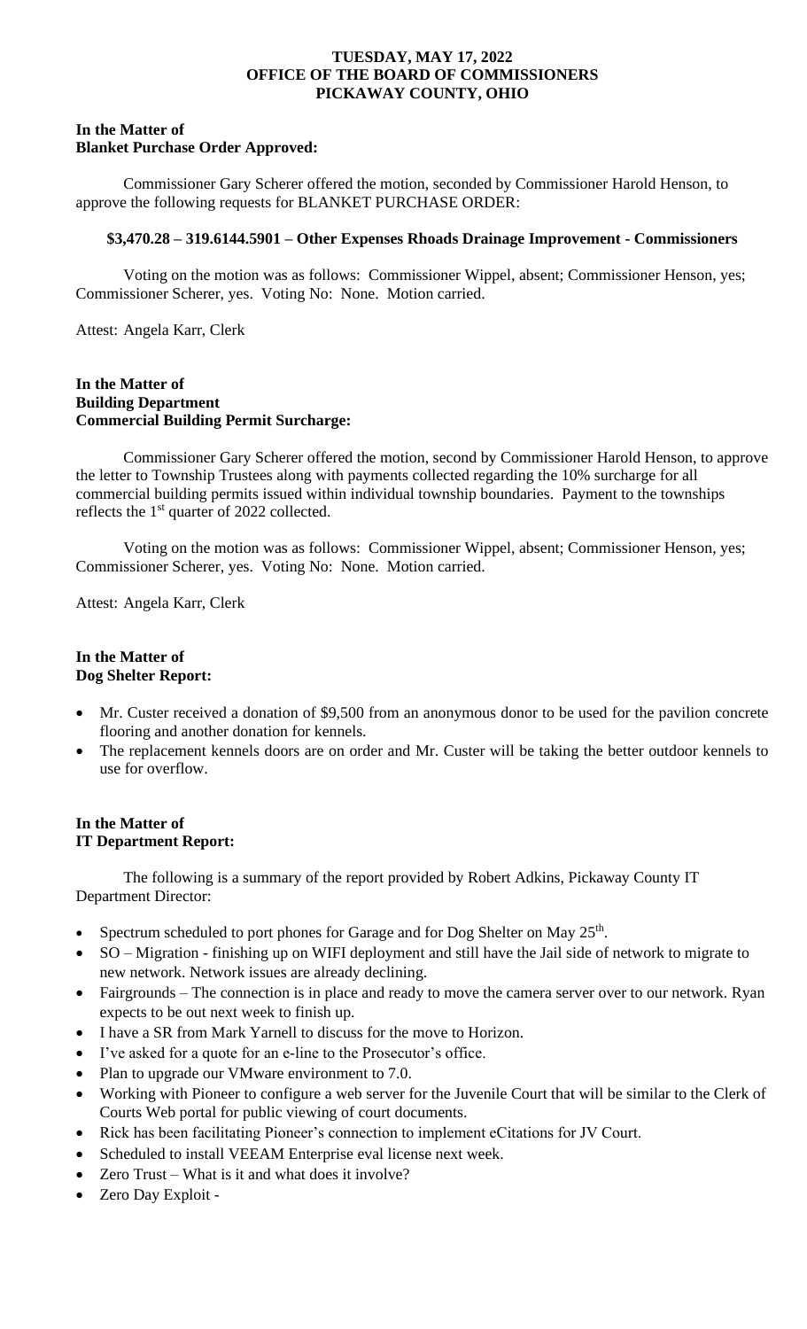**TUESDAY, MAY 17, 2022**
**OFFICE OF THE BOARD OF COMMISSIONERS**
**PICKAWAY COUNTY, OHIO**

**In the Matter of**
**Blanket Purchase Order Approved:**

Commissioner Gary Scherer offered the motion, seconded by Commissioner Harold Henson, to approve the following requests for BLANKET PURCHASE ORDER:

**$3,470.28 – 319.6144.5901 – Other Expenses Rhoads Drainage Improvement - Commissioners**

Voting on the motion was as follows: Commissioner Wippel, absent; Commissioner Henson, yes; Commissioner Scherer, yes. Voting No: None. Motion carried.

Attest: Angela Karr, Clerk

**In the Matter of**
**Building Department**
**Commercial Building Permit Surcharge:**

Commissioner Gary Scherer offered the motion, second by Commissioner Harold Henson, to approve the letter to Township Trustees along with payments collected regarding the 10% surcharge for all commercial building permits issued within individual township boundaries. Payment to the townships reflects the 1st quarter of 2022 collected.

Voting on the motion was as follows: Commissioner Wippel, absent; Commissioner Henson, yes; Commissioner Scherer, yes. Voting No: None. Motion carried.

Attest: Angela Karr, Clerk

**In the Matter of**
**Dog Shelter Report:**

- Mr. Custer received a donation of $9,500 from an anonymous donor to be used for the pavilion concrete flooring and another donation for kennels.
- The replacement kennels doors are on order and Mr. Custer will be taking the better outdoor kennels to use for overflow.

**In the Matter of**
**IT Department Report:**

The following is a summary of the report provided by Robert Adkins, Pickaway County IT Department Director:

- Spectrum scheduled to port phones for Garage and for Dog Shelter on May 25th.
- SO – Migration - finishing up on WIFI deployment and still have the Jail side of network to migrate to new network. Network issues are already declining.
- Fairgrounds – The connection is in place and ready to move the camera server over to our network. Ryan expects to be out next week to finish up.
- I have a SR from Mark Yarnell to discuss for the move to Horizon.
- I've asked for a quote for an e-line to the Prosecutor's office.
- Plan to upgrade our VMware environment to 7.0.
- Working with Pioneer to configure a web server for the Juvenile Court that will be similar to the Clerk of Courts Web portal for public viewing of court documents.
- Rick has been facilitating Pioneer's connection to implement eCitations for JV Court.
- Scheduled to install VEEAM Enterprise eval license next week.
- Zero Trust – What is it and what does it involve?
- Zero Day Exploit -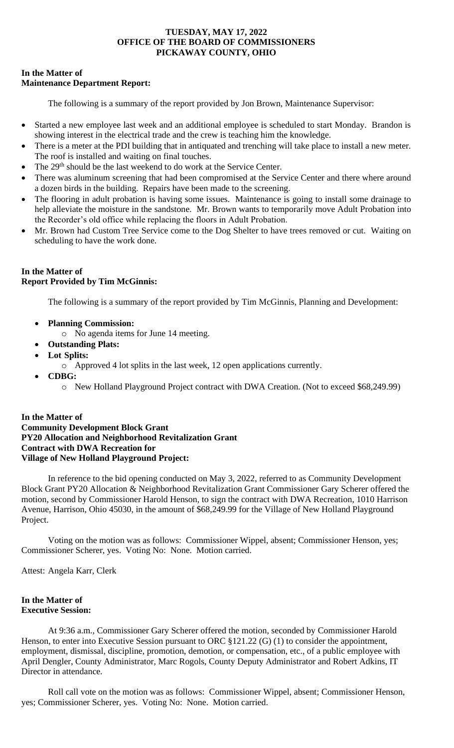**TUESDAY, MAY 17, 2022**
**OFFICE OF THE BOARD OF COMMISSIONERS**
**PICKAWAY COUNTY, OHIO**

**In the Matter of**
**Maintenance Department Report:**

The following is a summary of the report provided by Jon Brown, Maintenance Supervisor:

- Started a new employee last week and an additional employee is scheduled to start Monday. Brandon is showing interest in the electrical trade and the crew is teaching him the knowledge.
- There is a meter at the PDI building that in antiquated and trenching will take place to install a new meter. The roof is installed and waiting on final touches.
- The 29th should be the last weekend to do work at the Service Center.
- There was aluminum screening that had been compromised at the Service Center and there where around a dozen birds in the building. Repairs have been made to the screening.
- The flooring in adult probation is having some issues. Maintenance is going to install some drainage to help alleviate the moisture in the sandstone. Mr. Brown wants to temporarily move Adult Probation into the Recorder's old office while replacing the floors in Adult Probation.
- Mr. Brown had Custom Tree Service come to the Dog Shelter to have trees removed or cut. Waiting on scheduling to have the work done.

**In the Matter of**
**Report Provided by Tim McGinnis:**

The following is a summary of the report provided by Tim McGinnis, Planning and Development:

- **Planning Commission:**
  - No agenda items for June 14 meeting.
- **Outstanding Plats:**
- **Lot Splits:**
  - Approved 4 lot splits in the last week, 12 open applications currently.
- **CDBG:**
  - New Holland Playground Project contract with DWA Creation. (Not to exceed $68,249.99)

**In the Matter of**
**Community Development Block Grant**
**PY20 Allocation and Neighborhood Revitalization Grant**
**Contract with DWA Recreation for**
**Village of New Holland Playground Project:**

In reference to the bid opening conducted on May 3, 2022, referred to as Community Development Block Grant PY20 Allocation & Neighborhood Revitalization Grant Commissioner Gary Scherer offered the motion, second by Commissioner Harold Henson, to sign the contract with DWA Recreation, 1010 Harrison Avenue, Harrison, Ohio 45030, in the amount of $68,249.99 for the Village of New Holland Playground Project.

Voting on the motion was as follows: Commissioner Wippel, absent; Commissioner Henson, yes; Commissioner Scherer, yes. Voting No: None. Motion carried.

Attest: Angela Karr, Clerk

**In the Matter of**
**Executive Session:**

At 9:36 a.m., Commissioner Gary Scherer offered the motion, seconded by Commissioner Harold Henson, to enter into Executive Session pursuant to ORC §121.22 (G) (1) to consider the appointment, employment, dismissal, discipline, promotion, demotion, or compensation, etc., of a public employee with April Dengler, County Administrator, Marc Rogols, County Deputy Administrator and Robert Adkins, IT Director in attendance.

Roll call vote on the motion was as follows: Commissioner Wippel, absent; Commissioner Henson, yes; Commissioner Scherer, yes. Voting No: None. Motion carried.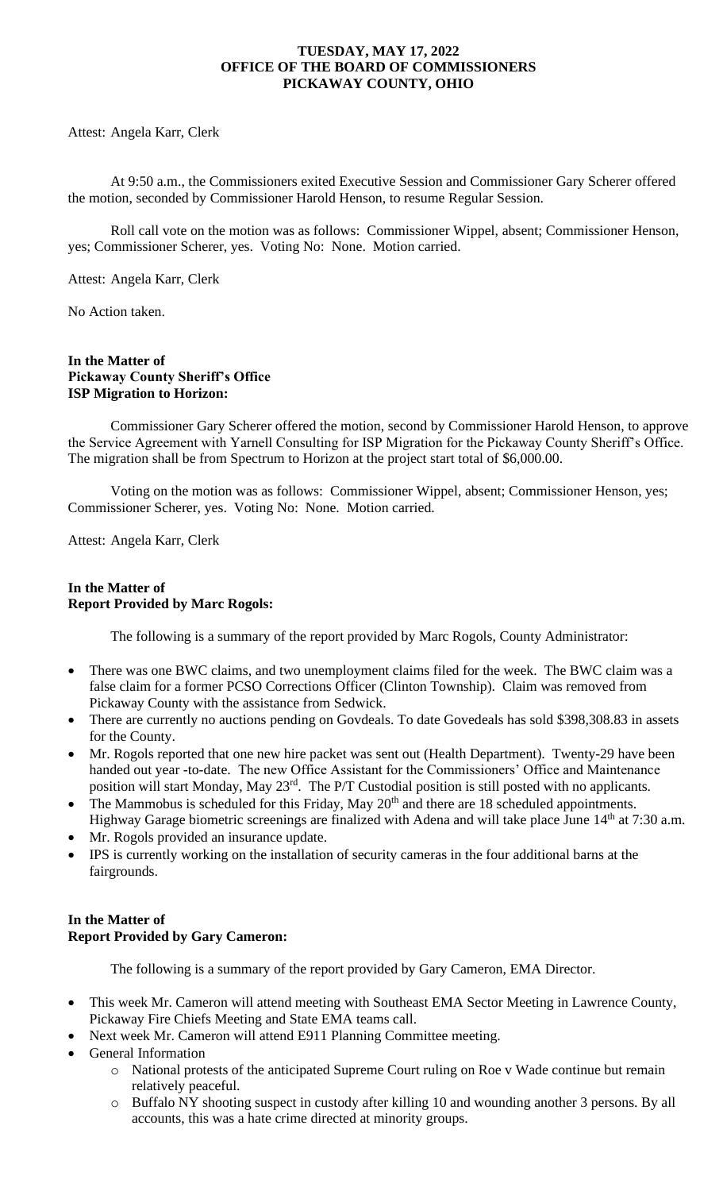**TUESDAY, MAY 17, 2022**
**OFFICE OF THE BOARD OF COMMISSIONERS**
**PICKAWAY COUNTY, OHIO**

Attest: Angela Karr, Clerk

At 9:50 a.m., the Commissioners exited Executive Session and Commissioner Gary Scherer offered the motion, seconded by Commissioner Harold Henson, to resume Regular Session.

Roll call vote on the motion was as follows: Commissioner Wippel, absent; Commissioner Henson, yes; Commissioner Scherer, yes. Voting No: None. Motion carried.

Attest: Angela Karr, Clerk

No Action taken.

**In the Matter of**
**Pickaway County Sheriff's Office**
**ISP Migration to Horizon:**

Commissioner Gary Scherer offered the motion, second by Commissioner Harold Henson, to approve the Service Agreement with Yarnell Consulting for ISP Migration for the Pickaway County Sheriff's Office. The migration shall be from Spectrum to Horizon at the project start total of $6,000.00.

Voting on the motion was as follows: Commissioner Wippel, absent; Commissioner Henson, yes; Commissioner Scherer, yes. Voting No: None. Motion carried.

Attest: Angela Karr, Clerk

**In the Matter of**
**Report Provided by Marc Rogols:**

The following is a summary of the report provided by Marc Rogols, County Administrator:

- There was one BWC claims, and two unemployment claims filed for the week. The BWC claim was a false claim for a former PCSO Corrections Officer (Clinton Township). Claim was removed from Pickaway County with the assistance from Sedwick.
- There are currently no auctions pending on Govdeals. To date Govedeals has sold $398,308.83 in assets for the County.
- Mr. Rogols reported that one new hire packet was sent out (Health Department). Twenty-29 have been handed out year -to-date. The new Office Assistant for the Commissioners' Office and Maintenance position will start Monday, May 23rd. The P/T Custodial position is still posted with no applicants.
- The Mammobus is scheduled for this Friday, May 20th and there are 18 scheduled appointments. Highway Garage biometric screenings are finalized with Adena and will take place June 14th at 7:30 a.m.
- Mr. Rogols provided an insurance update.
- IPS is currently working on the installation of security cameras in the four additional barns at the fairgrounds.

**In the Matter of**
**Report Provided by Gary Cameron:**

The following is a summary of the report provided by Gary Cameron, EMA Director.

- This week Mr. Cameron will attend meeting with Southeast EMA Sector Meeting in Lawrence County, Pickaway Fire Chiefs Meeting and State EMA teams call.
- Next week Mr. Cameron will attend E911 Planning Committee meeting.
- General Information
  - National protests of the anticipated Supreme Court ruling on Roe v Wade continue but remain relatively peaceful.
  - Buffalo NY shooting suspect in custody after killing 10 and wounding another 3 persons. By all accounts, this was a hate crime directed at minority groups.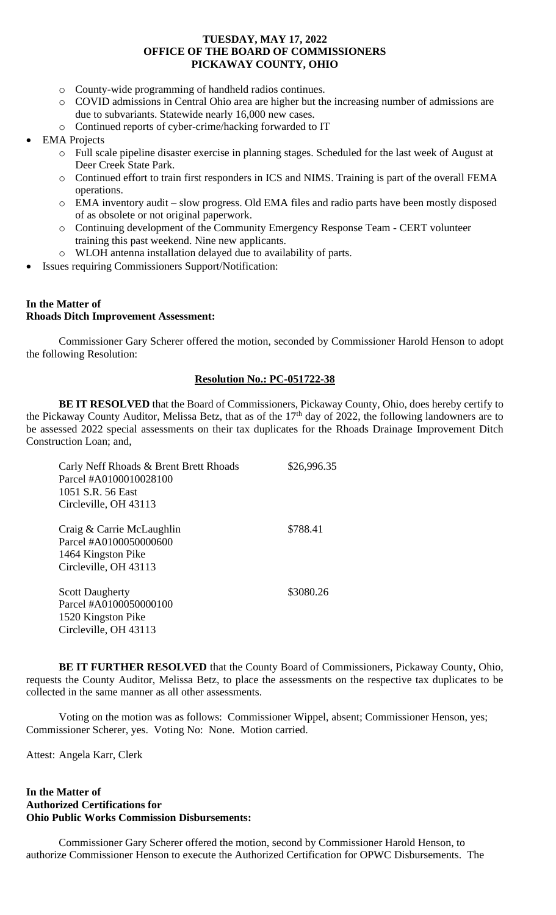- County-wide programming of handheld radios continues.
  - COVID admissions in Central Ohio area are higher but the increasing number of admissions are due to subvariants. Statewide nearly 16,000 new cases.
  - Continued reports of cyber-crime/hacking forwarded to IT
- EMA Projects
  - Full scale pipeline disaster exercise in planning stages. Scheduled for the last week of August at Deer Creek State Park.
  - Continued effort to train first responders in ICS and NIMS. Training is part of the overall FEMA operations.
  - EMA inventory audit – slow progress. Old EMA files and radio parts have been mostly disposed of as obsolete or not original paperwork.
  - Continuing development of the Community Emergency Response Team - CERT volunteer training this past weekend. Nine new applicants.
  - WLOH antenna installation delayed due to availability of parts.
- Issues requiring Commissioners Support/Notification:

**In the Matter of**
**Rhoads Ditch Improvement Assessment:**

Commissioner Gary Scherer offered the motion, seconded by Commissioner Harold Henson to adopt the following Resolution:

**Resolution No.: PC-051722-38**

**BE IT RESOLVED** that the Board of Commissioners, Pickaway County, Ohio, does hereby certify to the Pickaway County Auditor, Melissa Betz, that as of the 17th day of 2022, the following landowners are to be assessed 2022 special assessments on their tax duplicates for the Rhoads Drainage Improvement Ditch Construction Loan; and,

| | |
|---|---|
| Carly Neff Rhoads & Brent Brett Rhoads<br>Parcel #A0100010028100<br>1051 S.R. 56 East<br>Circleville, OH 43113 | $26,996.35 |
| Craig & Carrie McLaughlin<br>Parcel #A0100050000600<br>1464 Kingston Pike<br>Circleville, OH 43113 | $788.41 |
| Scott Daugherty<br>Parcel #A0100050000100<br>1520 Kingston Pike<br>Circleville, OH 43113 | $3080.26 |

**BE IT FURTHER RESOLVED** that the County Board of Commissioners, Pickaway County, Ohio, requests the County Auditor, Melissa Betz, to place the assessments on the respective tax duplicates to be collected in the same manner as all other assessments.

Voting on the motion was as follows: Commissioner Wippel, absent; Commissioner Henson, yes; Commissioner Scherer, yes. Voting No: None. Motion carried.

Attest: Angela Karr, Clerk

**In the Matter of**
**Authorized Certifications for**
**Ohio Public Works Commission Disbursements:**

Commissioner Gary Scherer offered the motion, second by Commissioner Harold Henson, to authorize Commissioner Henson to execute the Authorized Certification for OPWC Disbursements. The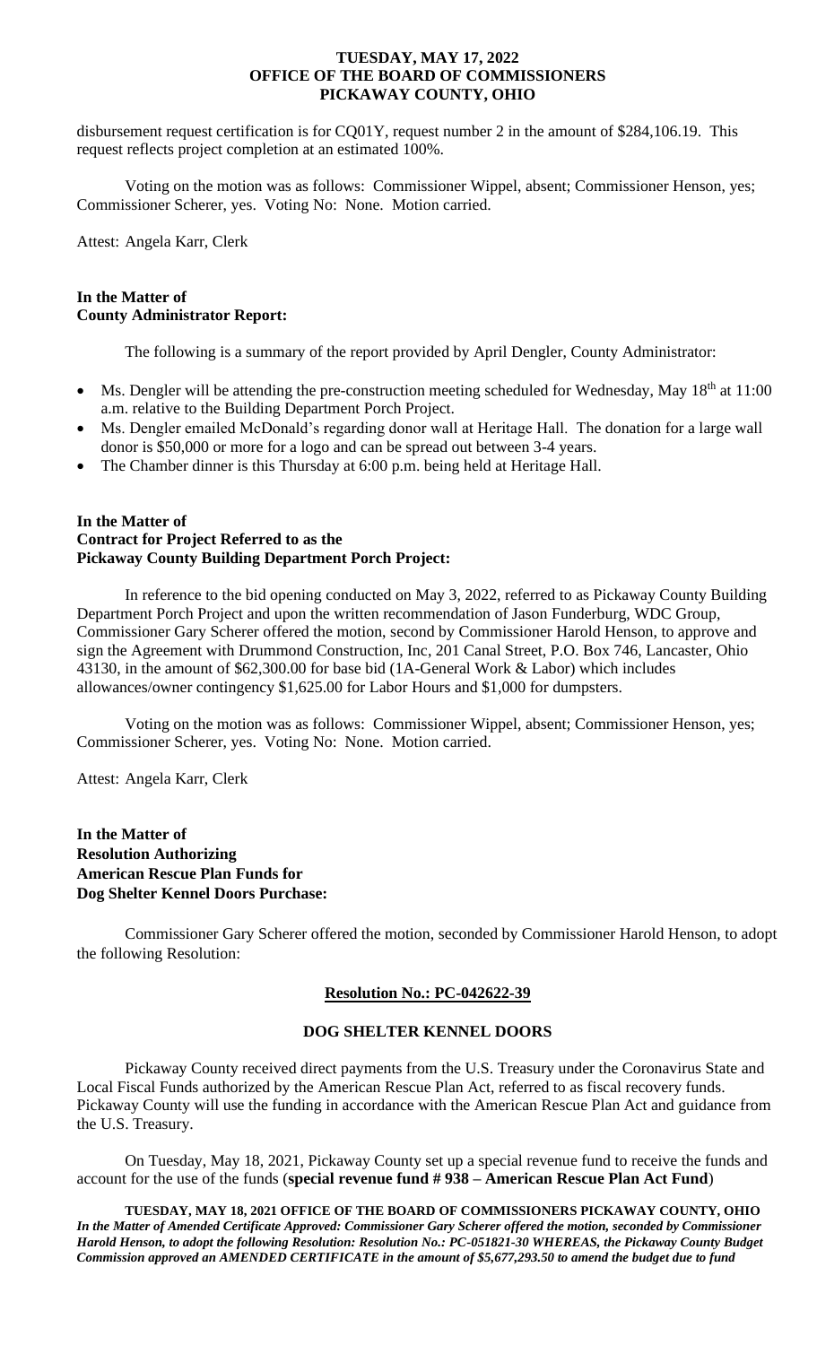disbursement request certification is for CQ01Y, request number 2 in the amount of $284,106.19. This request reflects project completion at an estimated 100%.

Voting on the motion was as follows: Commissioner Wippel, absent; Commissioner Henson, yes; Commissioner Scherer, yes. Voting No: None. Motion carried.

Attest: Angela Karr, Clerk

**In the Matter of**
**County Administrator Report:**

The following is a summary of the report provided by April Dengler, County Administrator:

- Ms. Dengler will be attending the pre-construction meeting scheduled for Wednesday, May 18th at 11:00 a.m. relative to the Building Department Porch Project.
- Ms. Dengler emailed McDonald's regarding donor wall at Heritage Hall. The donation for a large wall donor is $50,000 or more for a logo and can be spread out between 3-4 years.
- The Chamber dinner is this Thursday at 6:00 p.m. being held at Heritage Hall.

**In the Matter of**
**Contract for Project Referred to as the**
**Pickaway County Building Department Porch Project:**

In reference to the bid opening conducted on May 3, 2022, referred to as Pickaway County Building Department Porch Project and upon the written recommendation of Jason Funderburg, WDC Group, Commissioner Gary Scherer offered the motion, second by Commissioner Harold Henson, to approve and sign the Agreement with Drummond Construction, Inc, 201 Canal Street, P.O. Box 746, Lancaster, Ohio 43130, in the amount of $62,300.00 for base bid (1A-General Work & Labor) which includes allowances/owner contingency $1,625.00 for Labor Hours and $1,000 for dumpsters.

Voting on the motion was as follows: Commissioner Wippel, absent; Commissioner Henson, yes; Commissioner Scherer, yes. Voting No: None. Motion carried.

Attest: Angela Karr, Clerk

**In the Matter of**
**Resolution Authorizing**
**American Rescue Plan Funds for**
**Dog Shelter Kennel Doors Purchase:**

Commissioner Gary Scherer offered the motion, seconded by Commissioner Harold Henson, to adopt the following Resolution:

**Resolution No.: PC-042622-39**

**DOG SHELTER KENNEL DOORS**

Pickaway County received direct payments from the U.S. Treasury under the Coronavirus State and Local Fiscal Funds authorized by the American Rescue Plan Act, referred to as fiscal recovery funds. Pickaway County will use the funding in accordance with the American Rescue Plan Act and guidance from the U.S. Treasury.

On Tuesday, May 18, 2021, Pickaway County set up a special revenue fund to receive the funds and account for the use of the funds (**special revenue fund # 938 – American Rescue Plan Act Fund**)

**TUESDAY, MAY 18, 2021 OFFICE OF THE BOARD OF COMMISSIONERS PICKAWAY COUNTY, OHIO** ***In the Matter of Amended Certificate Approved: Commissioner Gary Scherer offered the motion, seconded by Commissioner Harold Henson, to adopt the following Resolution: Resolution No.: PC-051821-30 WHEREAS, the Pickaway County Budget Commission approved an AMENDED CERTIFICATE in the amount of $5,677,293.50 to amend the budget due to fund***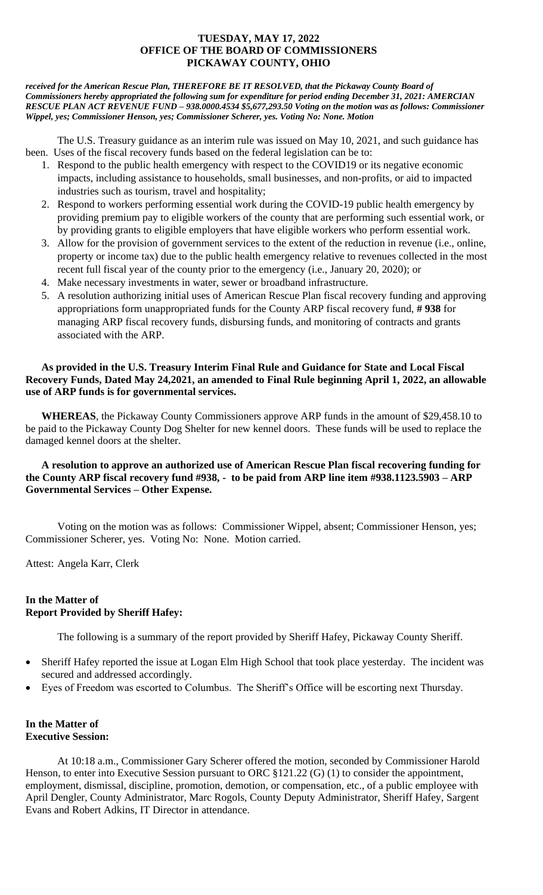**TUESDAY, MAY 17, 2022**
**OFFICE OF THE BOARD OF COMMISSIONERS**
**PICKAWAY COUNTY, OHIO**

***received for the American Rescue Plan, THEREFORE BE IT RESOLVED, that the Pickaway County Board of Commissioners hereby appropriated the following sum for expenditure for period ending December 31, 2021: AMERCIAN RESCUE PLAN ACT REVENUE FUND – 938.0000.4534 $5,677,293.50 Voting on the motion was as follows: Commissioner Wippel, yes; Commissioner Henson, yes; Commissioner Scherer, yes. Voting No: None. Motion***

The U.S. Treasury guidance as an interim rule was issued on May 10, 2021, and such guidance has been. Uses of the fiscal recovery funds based on the federal legislation can be to:

1. Respond to the public health emergency with respect to the COVID19 or its negative economic impacts, including assistance to households, small businesses, and non-profits, or aid to impacted industries such as tourism, travel and hospitality;
2. Respond to workers performing essential work during the COVID-19 public health emergency by providing premium pay to eligible workers of the county that are performing such essential work, or by providing grants to eligible employers that have eligible workers who perform essential work.
3. Allow for the provision of government services to the extent of the reduction in revenue (i.e., online, property or income tax) due to the public health emergency relative to revenues collected in the most recent full fiscal year of the county prior to the emergency (i.e., January 20, 2020); or
4. Make necessary investments in water, sewer or broadband infrastructure.
5. A resolution authorizing initial uses of American Rescue Plan fiscal recovery funding and approving appropriations form unappropriated funds for the County ARP fiscal recovery fund, **# 938** for managing ARP fiscal recovery funds, disbursing funds, and monitoring of contracts and grants associated with the ARP.

**As provided in the U.S. Treasury Interim Final Rule and Guidance for State and Local Fiscal Recovery Funds, Dated May 24,2021, an amended to Final Rule beginning April 1, 2022, an allowable use of ARP funds is for governmental services.**

**WHEREAS**, the Pickaway County Commissioners approve ARP funds in the amount of $29,458.10 to be paid to the Pickaway County Dog Shelter for new kennel doors. These funds will be used to replace the damaged kennel doors at the shelter.

**A resolution to approve an authorized use of American Rescue Plan fiscal recovering funding for the County ARP fiscal recovery fund #938, - to be paid from ARP line item #938.1123.5903 – ARP Governmental Services – Other Expense.**

Voting on the motion was as follows: Commissioner Wippel, absent; Commissioner Henson, yes; Commissioner Scherer, yes. Voting No: None. Motion carried.

Attest: Angela Karr, Clerk

**In the Matter of**
**Report Provided by Sheriff Hafey:**

The following is a summary of the report provided by Sheriff Hafey, Pickaway County Sheriff.

- Sheriff Hafey reported the issue at Logan Elm High School that took place yesterday. The incident was secured and addressed accordingly.
- Eyes of Freedom was escorted to Columbus. The Sheriff's Office will be escorting next Thursday.

**In the Matter of**
**Executive Session:**

At 10:18 a.m., Commissioner Gary Scherer offered the motion, seconded by Commissioner Harold Henson, to enter into Executive Session pursuant to ORC §121.22 (G) (1) to consider the appointment, employment, dismissal, discipline, promotion, demotion, or compensation, etc., of a public employee with April Dengler, County Administrator, Marc Rogols, County Deputy Administrator, Sheriff Hafey, Sargent Evans and Robert Adkins, IT Director in attendance.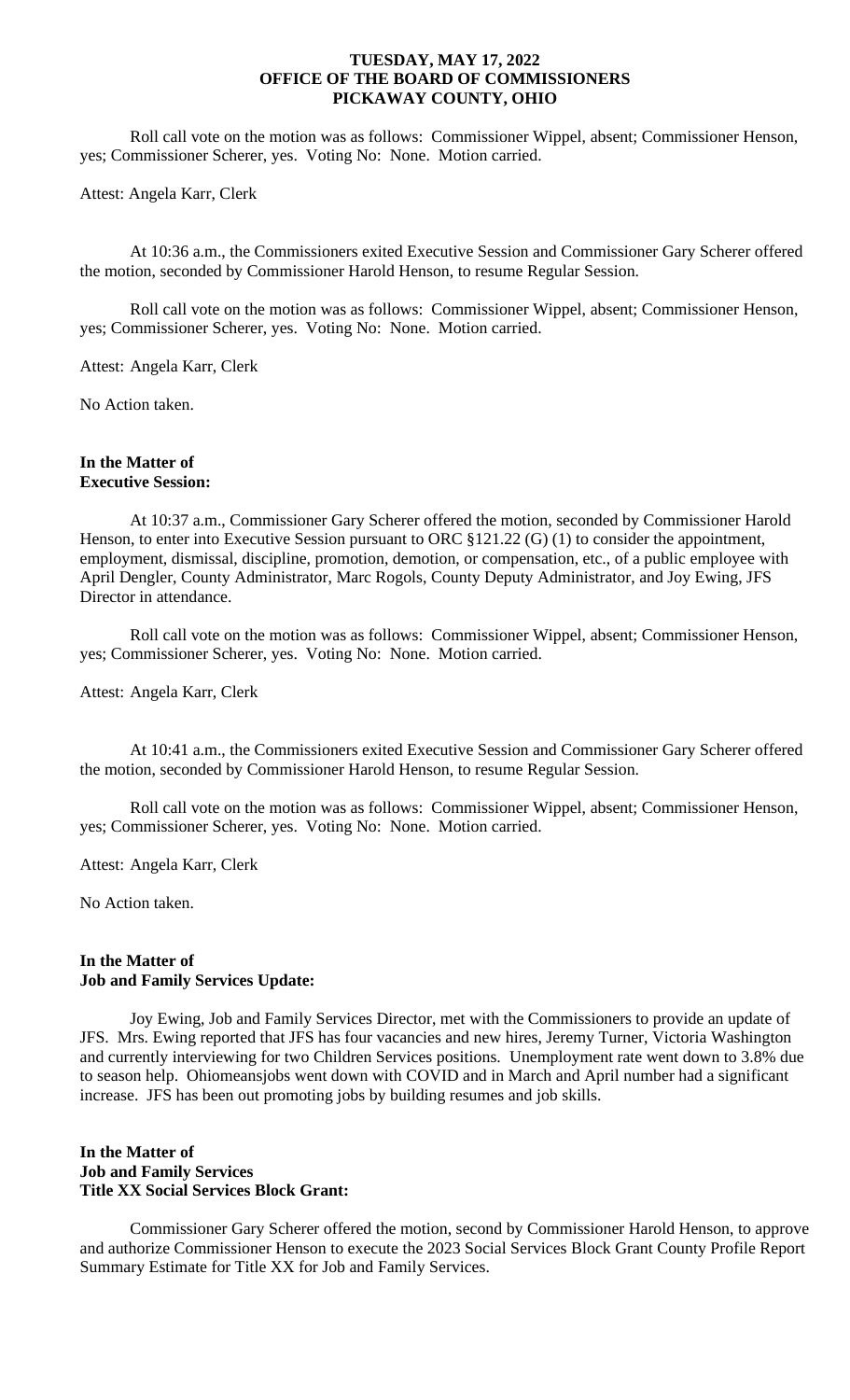Roll call vote on the motion was as follows: Commissioner Wippel, absent; Commissioner Henson, yes; Commissioner Scherer, yes. Voting No: None. Motion carried.

Attest: Angela Karr, Clerk

At 10:36 a.m., the Commissioners exited Executive Session and Commissioner Gary Scherer offered the motion, seconded by Commissioner Harold Henson, to resume Regular Session.

Roll call vote on the motion was as follows: Commissioner Wippel, absent; Commissioner Henson, yes; Commissioner Scherer, yes. Voting No: None. Motion carried.

Attest: Angela Karr, Clerk

No Action taken.

**In the Matter of**
**Executive Session:**

At 10:37 a.m., Commissioner Gary Scherer offered the motion, seconded by Commissioner Harold Henson, to enter into Executive Session pursuant to ORC §121.22 (G) (1) to consider the appointment, employment, dismissal, discipline, promotion, demotion, or compensation, etc., of a public employee with April Dengler, County Administrator, Marc Rogols, County Deputy Administrator, and Joy Ewing, JFS Director in attendance.

Roll call vote on the motion was as follows: Commissioner Wippel, absent; Commissioner Henson, yes; Commissioner Scherer, yes. Voting No: None. Motion carried.

Attest: Angela Karr, Clerk

At 10:41 a.m., the Commissioners exited Executive Session and Commissioner Gary Scherer offered the motion, seconded by Commissioner Harold Henson, to resume Regular Session.

Roll call vote on the motion was as follows: Commissioner Wippel, absent; Commissioner Henson, yes; Commissioner Scherer, yes. Voting No: None. Motion carried.

Attest: Angela Karr, Clerk

No Action taken.

**In the Matter of**
**Job and Family Services Update:**

Joy Ewing, Job and Family Services Director, met with the Commissioners to provide an update of JFS. Mrs. Ewing reported that JFS has four vacancies and new hires, Jeremy Turner, Victoria Washington and currently interviewing for two Children Services positions. Unemployment rate went down to 3.8% due to season help. Ohiomeansjobs went down with COVID and in March and April number had a significant increase. JFS has been out promoting jobs by building resumes and job skills.

**In the Matter of**
**Job and Family Services**
**Title XX Social Services Block Grant:**

Commissioner Gary Scherer offered the motion, second by Commissioner Harold Henson, to approve and authorize Commissioner Henson to execute the 2023 Social Services Block Grant County Profile Report Summary Estimate for Title XX for Job and Family Services.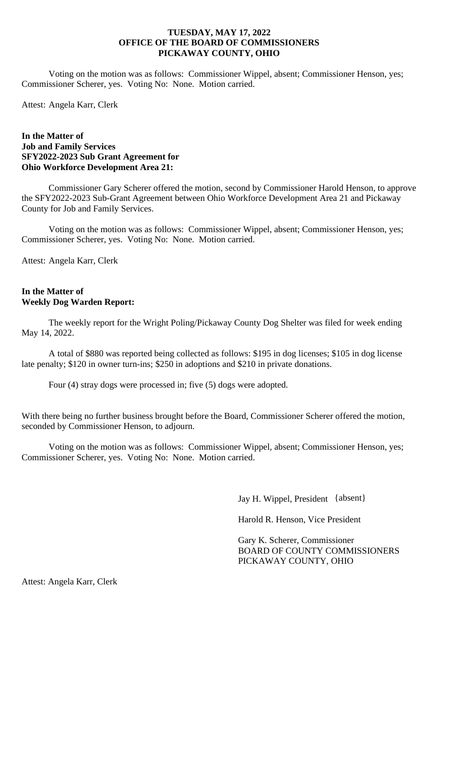Voting on the motion was as follows: Commissioner Wippel, absent; Commissioner Henson, yes; Commissioner Scherer, yes. Voting No: None. Motion carried.

Attest: Angela Karr, Clerk

**In the Matter of**
**Job and Family Services**
**SFY2022-2023 Sub Grant Agreement for**
**Ohio Workforce Development Area 21:**

Commissioner Gary Scherer offered the motion, second by Commissioner Harold Henson, to approve the SFY2022-2023 Sub-Grant Agreement between Ohio Workforce Development Area 21 and Pickaway County for Job and Family Services.

Voting on the motion was as follows: Commissioner Wippel, absent; Commissioner Henson, yes; Commissioner Scherer, yes. Voting No: None. Motion carried.

Attest: Angela Karr, Clerk

**In the Matter of**
**Weekly Dog Warden Report:**

The weekly report for the Wright Poling/Pickaway County Dog Shelter was filed for week ending May 14, 2022.

A total of $880 was reported being collected as follows: $195 in dog licenses; $105 in dog license late penalty; $120 in owner turn-ins; $250 in adoptions and $210 in private donations.

Four (4) stray dogs were processed in; five (5) dogs were adopted.

With there being no further business brought before the Board, Commissioner Scherer offered the motion, seconded by Commissioner Henson, to adjourn.

Voting on the motion was as follows: Commissioner Wippel, absent; Commissioner Henson, yes; Commissioner Scherer, yes. Voting No: None. Motion carried.

Jay H. Wippel, President {absent}

Harold R. Henson, Vice President

Gary K. Scherer, Commissioner
BOARD OF COUNTY COMMISSIONERS
PICKAWAY COUNTY, OHIO

Attest: Angela Karr, Clerk